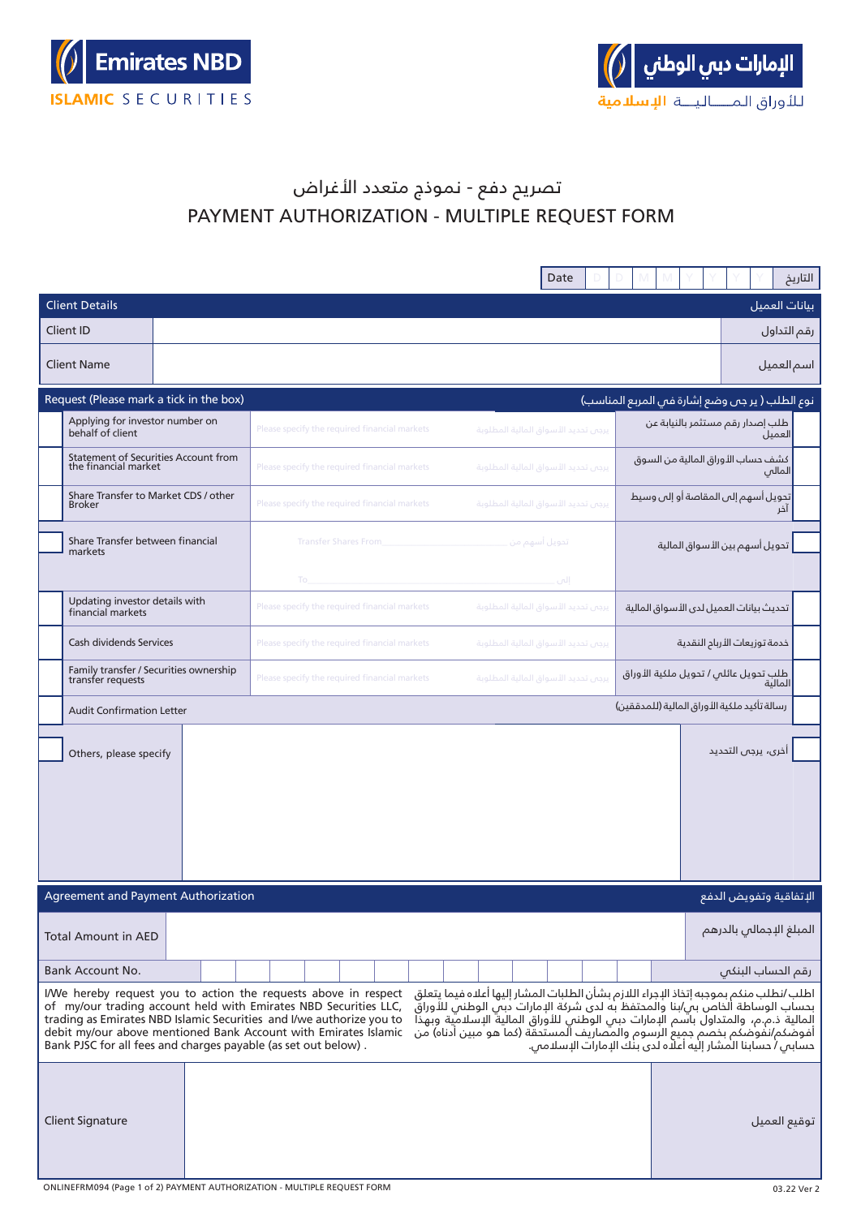Emirates NBD ISLAMIC SECURITIES

الإمارات دبي الوطني للأوراق المالية الإسلامية

# تصريح دفع - نموذج متعدد الأغراض
# PAYMENT AUTHORIZATION - MULTIPLE REQUEST FORM

Date D D M M Y Y Y Y التاريخ

## Client Details بيانات العميل

| | | |
|---|---|---|
| Client ID | | رقم التداول |
| Client Name | | اسم العميل |

## Request (Please mark a tick in the box) نوع الطلب ( يرجى وضع إشارة في المربع المناسب)

| | Request | Details | | الطلب | |
|---|---|---|---|---|---|
| ☐ | Applying for investor number on behalf of client | Please specify the required financial markets | يرجى تحديد الأسواق المالية المطلوبة | طلب إصدار رقم مستثمر بالنيابة عن العميل | ☐ |
| ☐ | Statement of Securities Account from the financial market | Please specify the required financial markets | يرجى تحديد الأسواق المالية المطلوبة | كشف حساب الأوراق المالية من السوق المالي | ☐ |
| ☐ | Share Transfer to Market CDS / other Broker | Please specify the required financial markets | يرجى تحديد الأسواق المالية المطلوبة | تحويل أسهم إلى المقاصة أو إلى وسيط آخر | ☐ |
| ☐ | Share Transfer between financial markets | Transfer Shares From___ To___ | تحويل أسهم من___ إلى___ | تحويل أسهم بين الأسواق المالية | ☐ |
| ☐ | Updating investor details with financial markets | Please specify the required financial markets | يرجى تحديد الأسواق المالية المطلوبة | تحديث بيانات العميل لدى الأسواق المالية | ☐ |
| ☐ | Cash dividends Services | Please specify the required financial markets | يرجى تحديد الأسواق المالية المطلوبة | خدمة توزيعات الأرباح النقدية | ☐ |
| ☐ | Family transfer / Securities ownership transfer requests | Please specify the required financial markets | يرجى تحديد الأسواق المالية المطلوبة | طلب تحويل عائلي / تحويل ملكية الأوراق المالية | ☐ |
| ☐ | Audit Confirmation Letter | | | رسالة تأكيد ملكية الأوراق المالية (للمدققين) | ☐ |
| ☐ | Others, please specify | | | أخرى، يرجى التحديد | ☐ |

## Agreement and Payment Authorization الإتفاقية وتفويض الدفع

| | | |
|---|---|---|
| Total Amount in AED | | المبلغ الإجمالي بالدرهم |
| Bank Account No. | | رقم الحساب البنكي |

I/We hereby request you to action the requests above in respect of my/our trading account held with Emirates NBD Securities LLC, trading as Emirates NBD Islamic Securities and I/we authorize you to debit my/our above mentioned Bank Account with Emirates Islamic Bank PJSC for all fees and charges payable (as set out below) .

اطلب /نطلب منكم بموجبه إتخاذ الإجراء اللازم بشأن الطلبات المشار إليها أعلاه فيما يتعلق بحساب الوساطة الخاص بي/بنا والمحتفظ به لدى شركة الإمارات دبي الوطني للأوراق المالية ذ.م.م، والمتداول باسم الإمارات دبي الوطني للأوراق المالية الإسلامية وبهذا أفوضكم/نفوضكم بخصم جميع الرسوم والمصاريف المستحقة (كما هو مبين أدناه) من حسابي / حسابنا المشار إليه أعلاه لدى بنك الإمارات الإسلامي.

| | | |
|---|---|---|
| Client Signature | | توقيع العميل |

ONLINEFRM094 (Page 1 of 2) PAYMENT AUTHORIZATION - MULTIPLE REQUEST FORM 03.22 Ver 2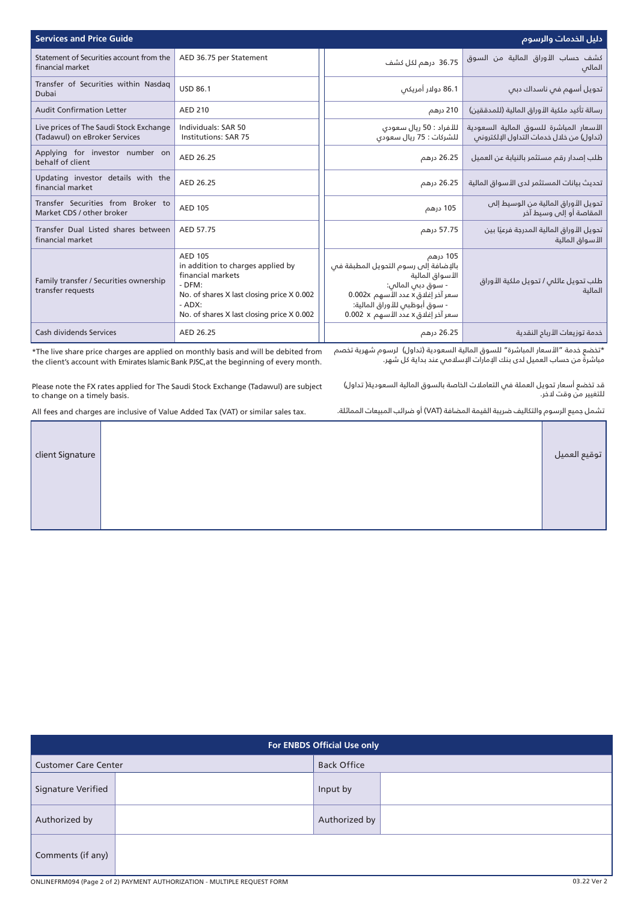| Services and Price Guide | | | دليل الخدمات والرسوم |
|---|---|---|---|
| Statement of Securities account from the financial market | AED 36.75 per Statement | 36.75 درهم لكل كشف | كشف حساب الأوراق المالية من السوق المالي |
| Transfer of Securities within Nasdaq Dubai | USD 86.1 | 86.1 دولار أمريكي | تحويل أسهم في ناسداك دبي |
| Audit Confirmation Letter | AED 210 | 210 درهم | رسالة تأكيد ملكية الأوراق المالية (للمدققين) |
| Live prices of The Saudi Stock Exchange (Tadawul) on eBroker Services | Individuals: SAR 50<br>Institutions: SAR 75 | للأفراد : 50 ريال سعودي<br>للشركات : 75 ريال سعودي | الأسعار المباشرة للسوق المالية السعودية (تداول) من خلال خدمات التداول الإلكتروني |
| Applying for investor number on behalf of client | AED 26.25 | 26.25 درهم | طلب إصدار رقم مستثمر بالنيابة عن العميل |
| Updating investor details with the financial market | AED 26.25 | 26.25 درهم | تحديث بيانات المستثمر لدى الأسواق المالية |
| Transfer Securities from Broker to Market CDS / other broker | AED 105 | 105 درهم | تحويل الأوراق المالية من الوسيط إلى المقاصة أو إلى وسيط آخر |
| Transfer Dual Listed shares between financial market | AED 57.75 | 57.75 درهم | تحويل الأوراق المالية المدرجة فرعيًا بين الأسواق المالية |
| Family transfer / Securities ownership transfer requests | AED 105<br>in addition to charges applied by financial markets<br>- DFM:<br>No. of shares X last closing price X 0.002<br>- ADX:<br>No. of shares X last closing price X 0.002 | 105 درهم<br>بالإضافة إلى رسوم التحويل المطبقة في الأسواق المالية<br>- سوق دبي المالي:<br>سعر آخر إغلاق x عدد الأسهم 0.002x<br>- سوق أبوظبي للأوراق المالية:<br>سعر آخر إغلاق x عدد الأسهم x 0.002 | طلب تحويل عائلي / تحويل ملكية الأوراق المالية |
| Cash dividends Services | AED 26.25 | 26.25 درهم | خدمة توزيعات الأرباح النقدية |

*The live share price charges are applied on monthly basis and will be debited from the client's account with Emirates Islamic Bank PJSC,at the beginning of every month.

*تخضع خدمة "الأسعار المباشرة" للسوق المالية السعودية (تداول) لرسوم شهرية تخصم مباشرة من حساب العميل لدى بنك الإمارات الإسلامي عند بداية كل شهر.

Please note the FX rates applied for The Saudi Stock Exchange (Tadawul) are subject to change on a timely basis.

قد تخضع أسعار تحويل العملة في التعاملات الخاصة بالسوق المالية السعودية( تداول) للتغيير من وقت لاخر.

All fees and charges are inclusive of Value Added Tax (VAT) or similar sales tax.

تشمل جميع الرسوم والتكاليف ضريبة القيمة المضافة (VAT) أو ضرائب المبيعات المماثلة.

| | | |
|---|---|---|
| client Signature | | توقيع العميل |

| For ENBDS Official Use only | | | |
|---|---|---|---|
| Customer Care Center | | Back Office | |
| Signature Verified | | Input by | |
| Authorized by | | Authorized by | |
| Comments (if any) | | | |

ONLINEFRM094 (Page 2 of 2) PAYMENT AUTHORIZATION - MULTIPLE REQUEST FORM

03.22 Ver 2